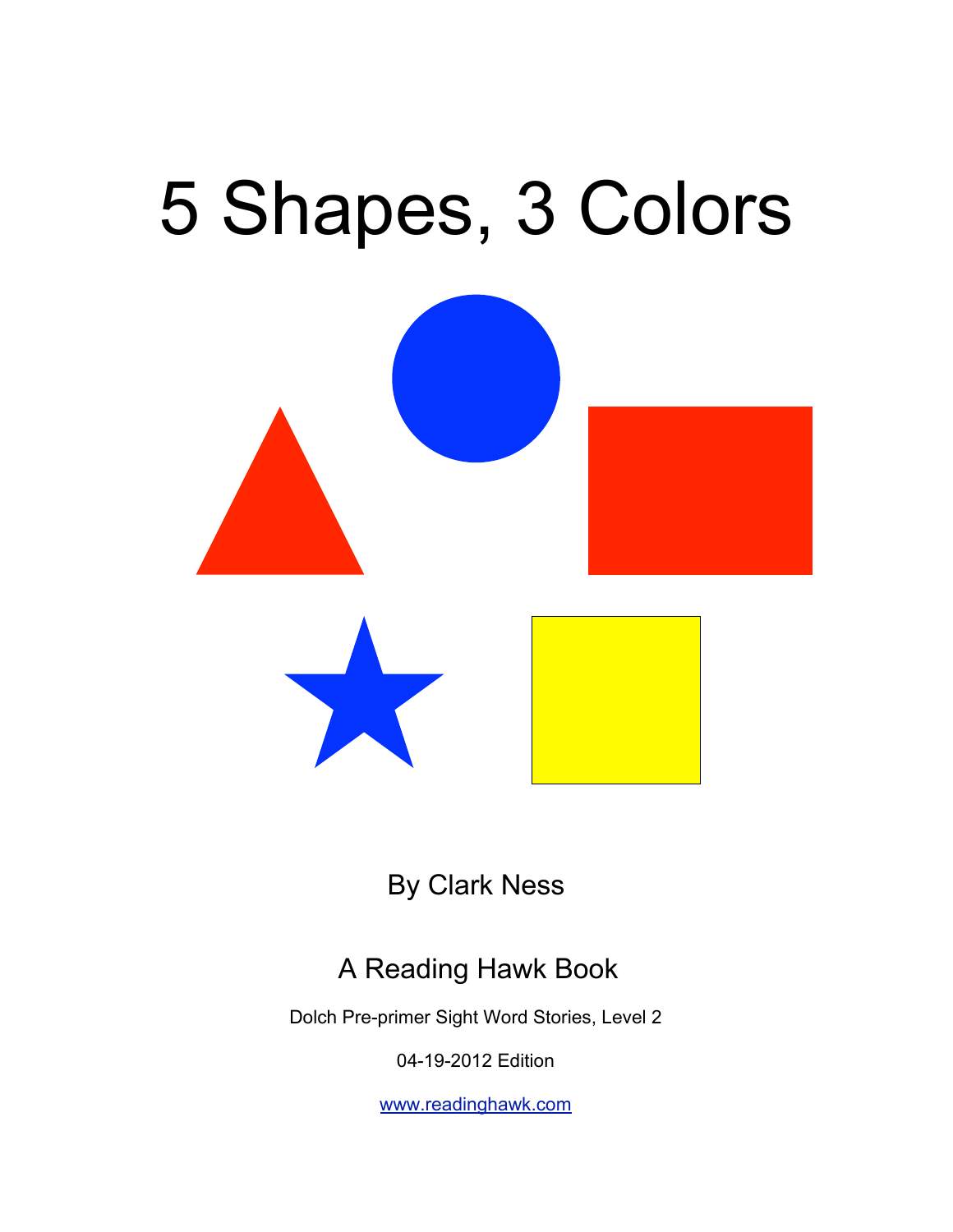# 5 Shapes, 3 Colors

By Clark Ness

A Reading Hawk Book

Dolch Pre-primer Sight Word Stories, Level 2

04-19-2012 Edition

[www.readinghawk.com](http://www.readinghawk.com)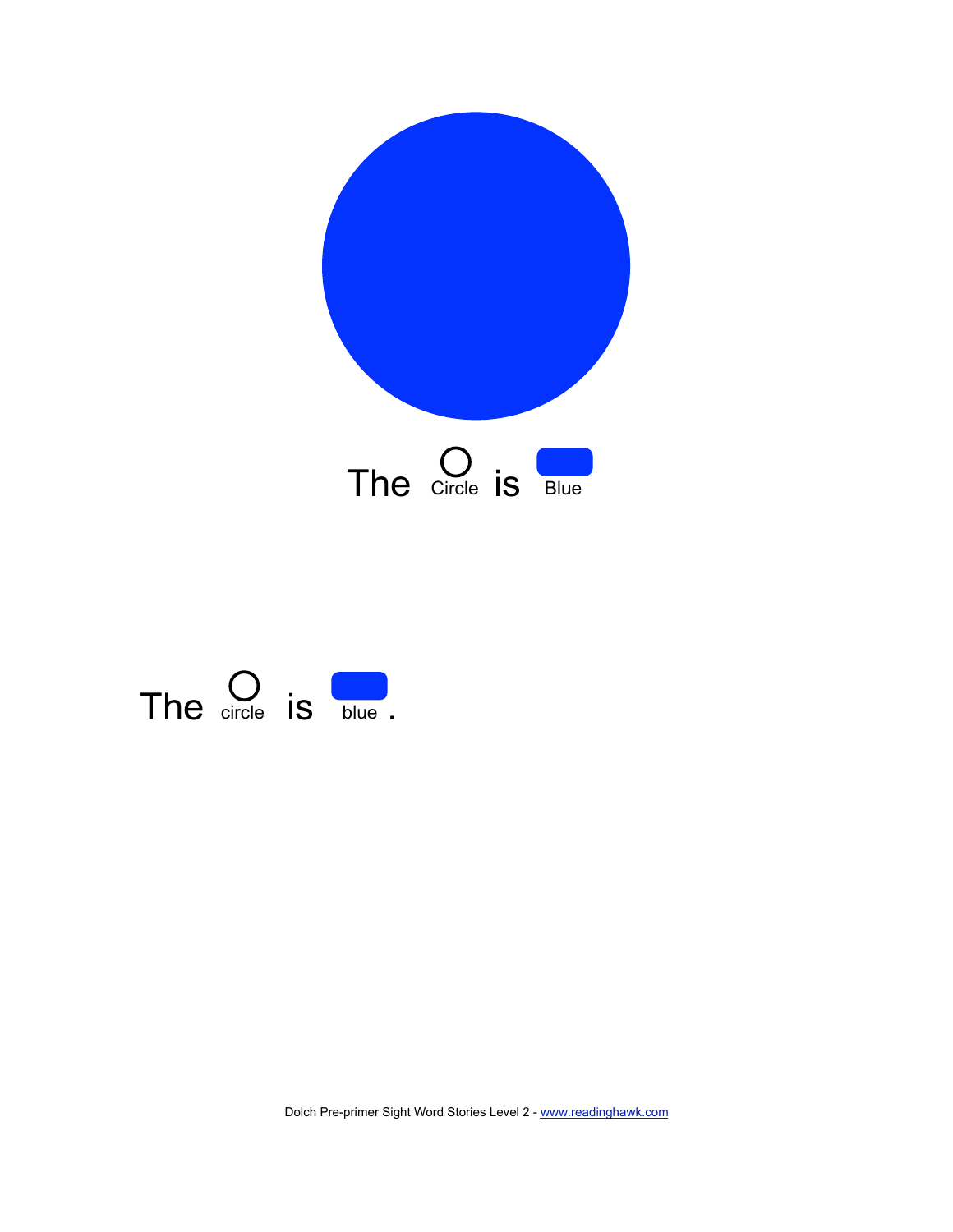The Circle is Blue

The circle is blue.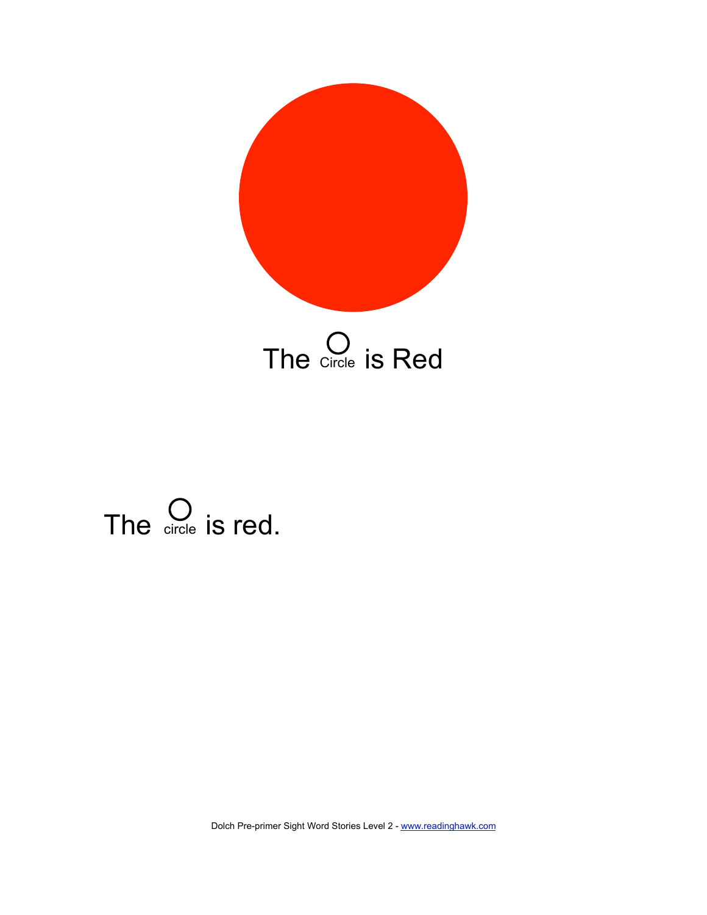The ○ Circle is Red

The ○ circle is red.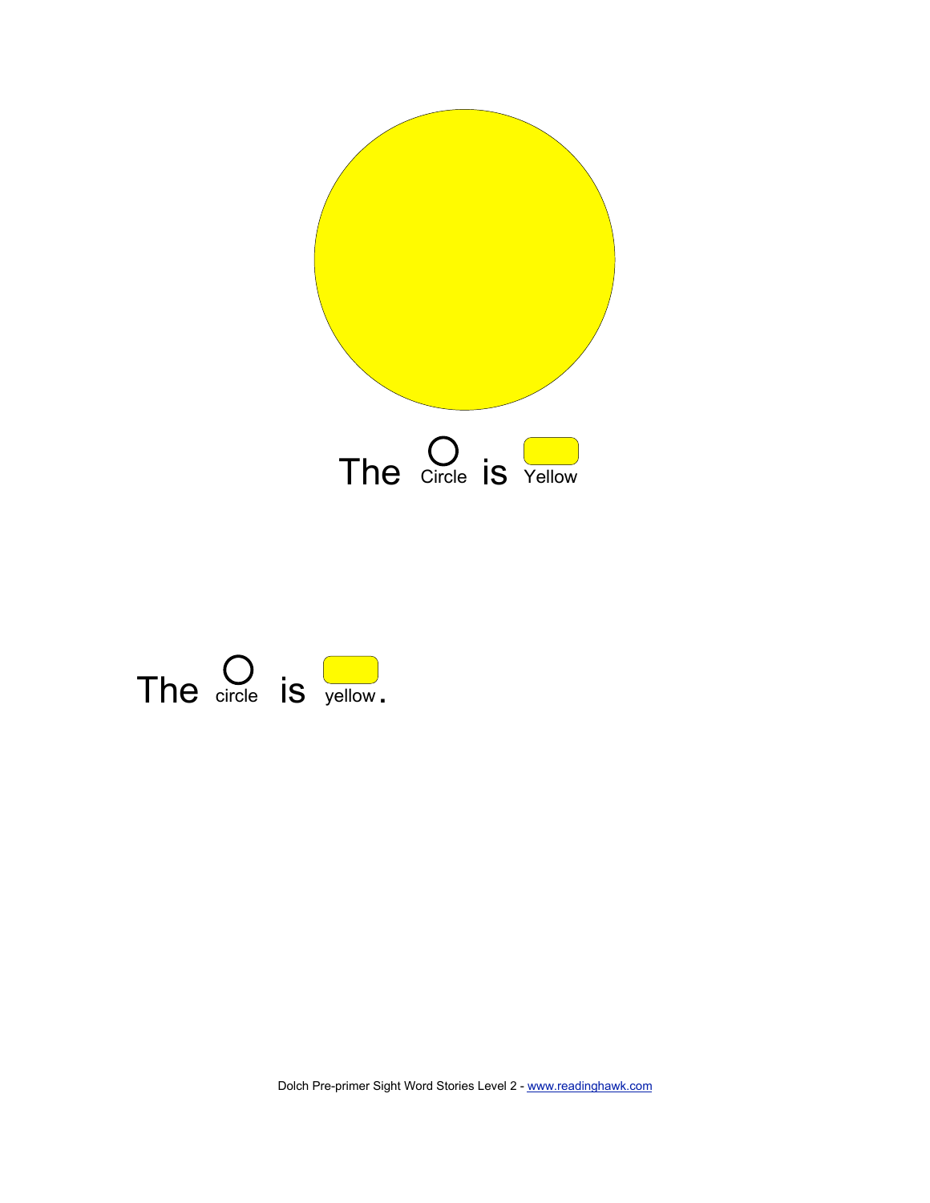The Circle is Yellow

The circle is yellow.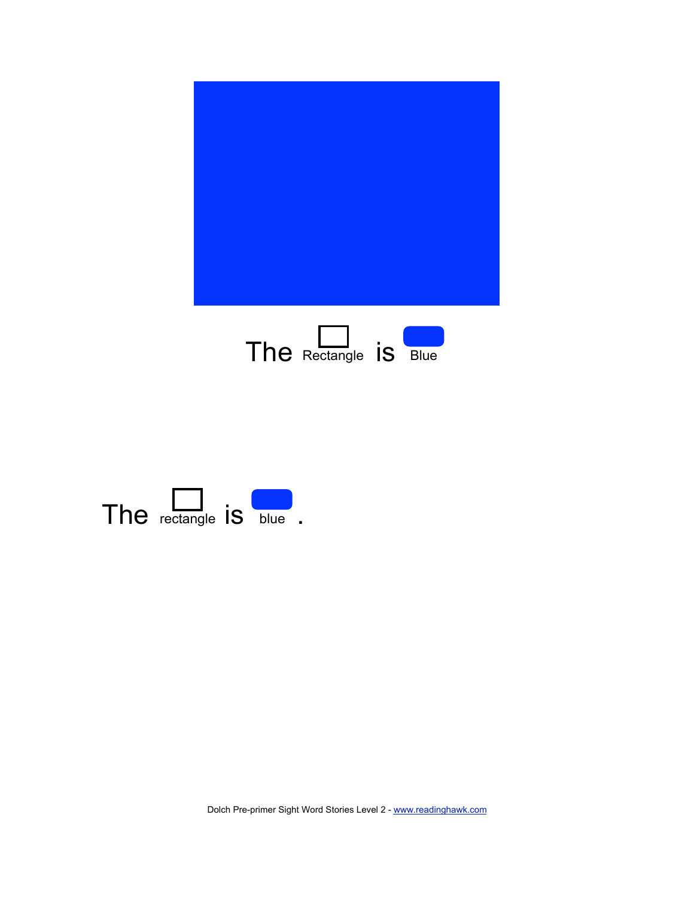The Rectangle is Blue

The rectangle is blue .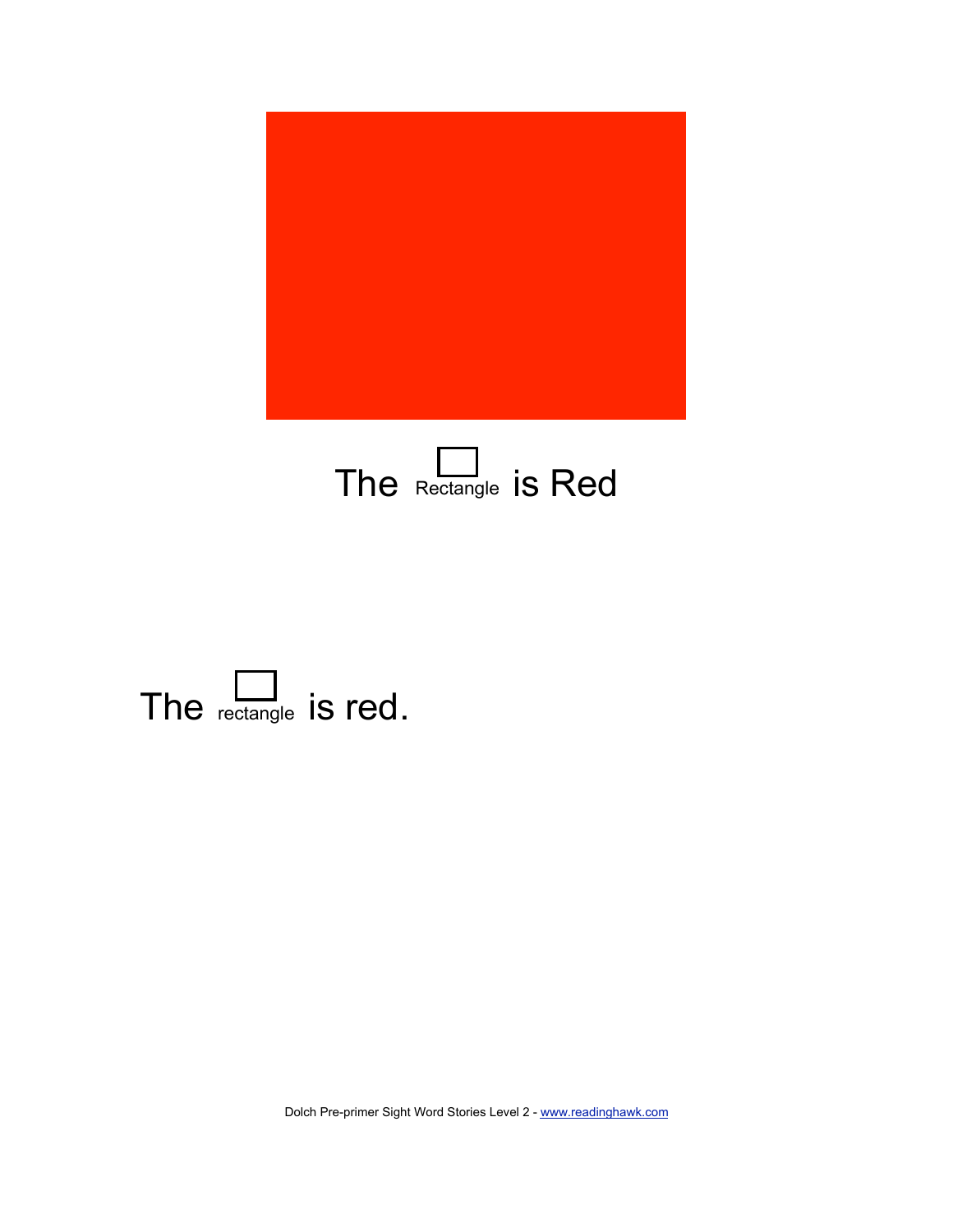The Rectangle is Red

The rectangle is red.

Dolch Pre-primer Sight Word Stories Level 2 - www.readinghawk.com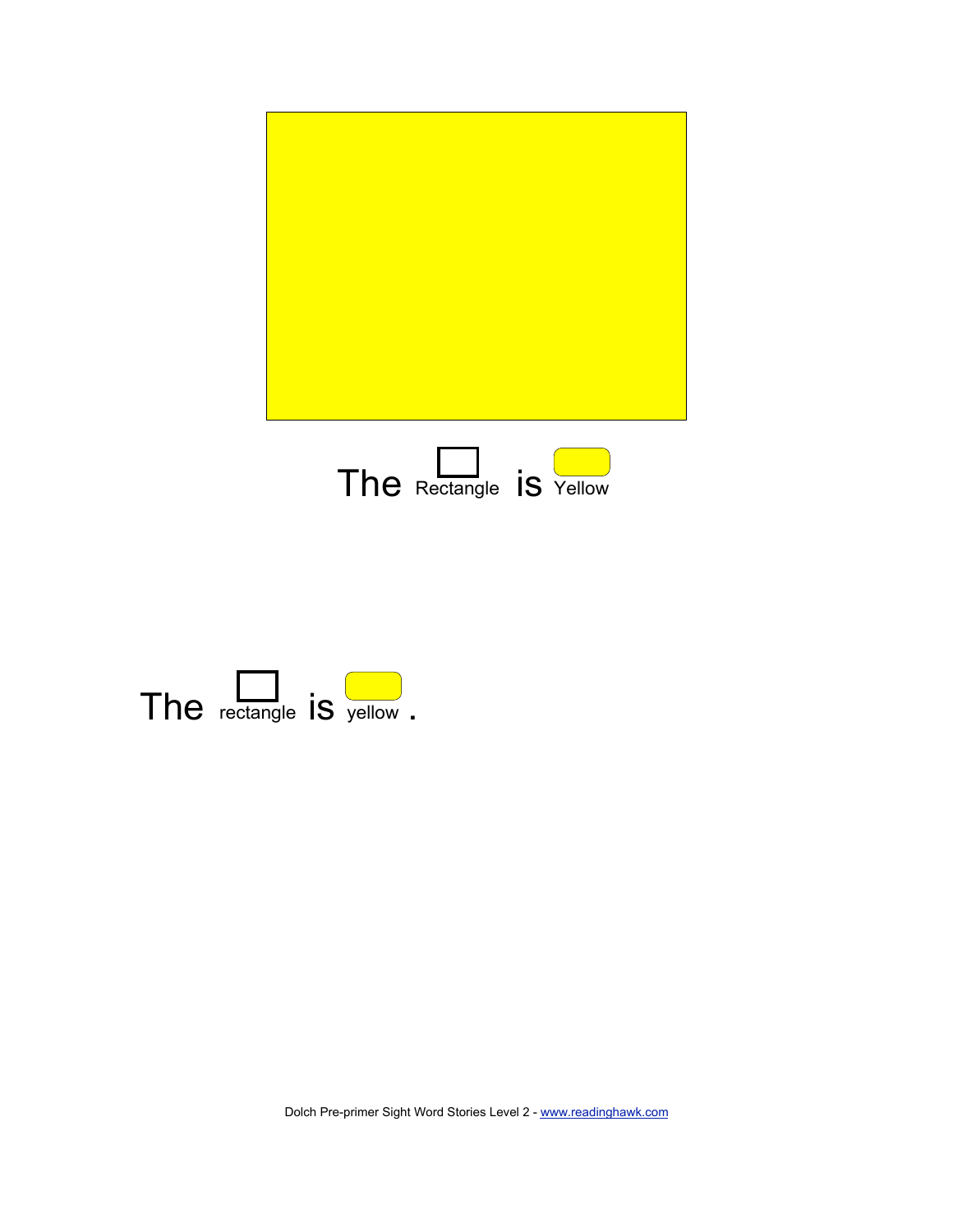The Rectangle is Yellow

The rectangle is yellow .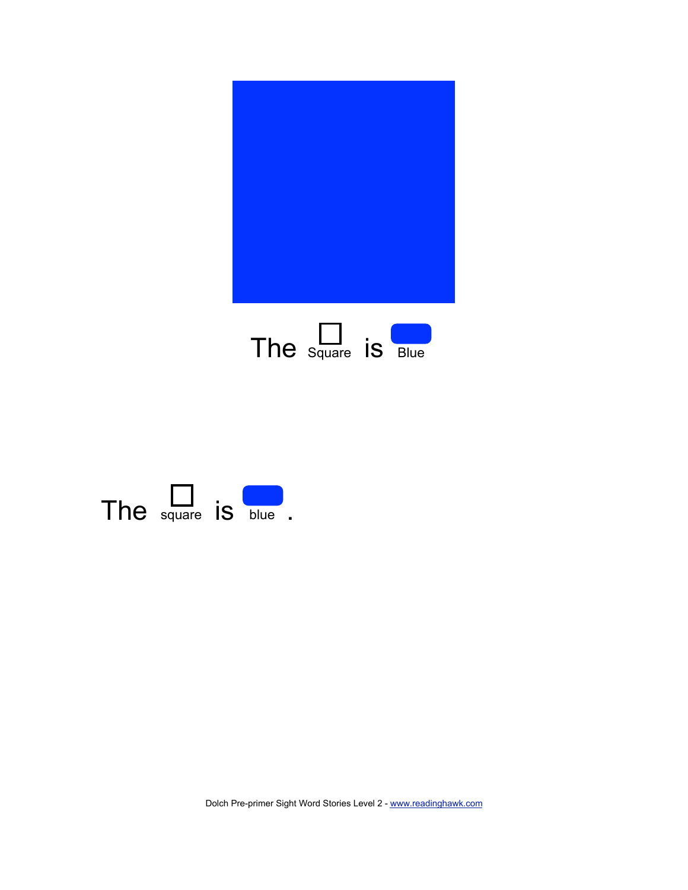The Square is Blue

The square is blue .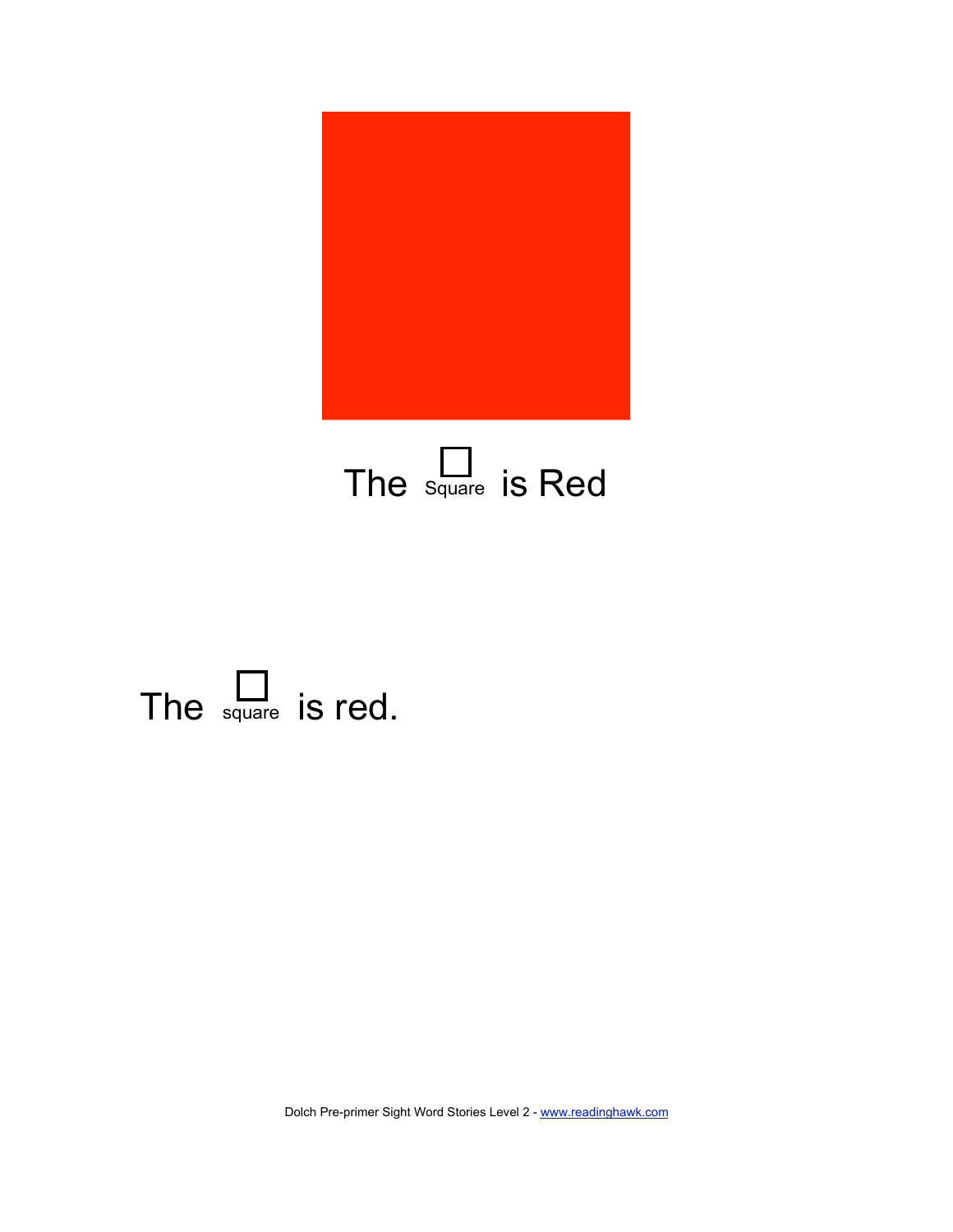The □ Square is Red

The □ square is red.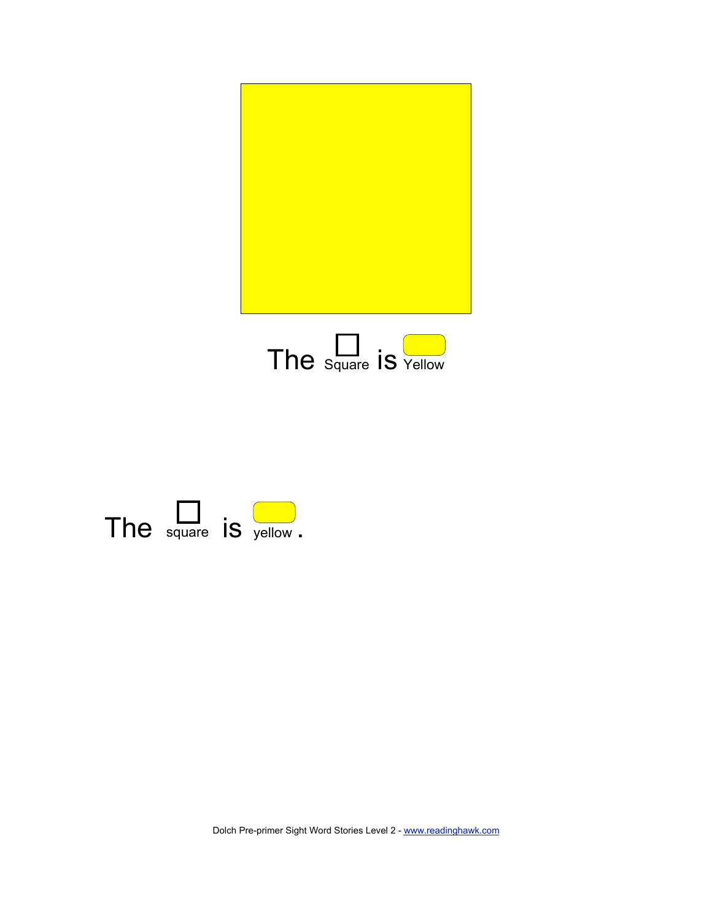The Square is Yellow

The square is yellow.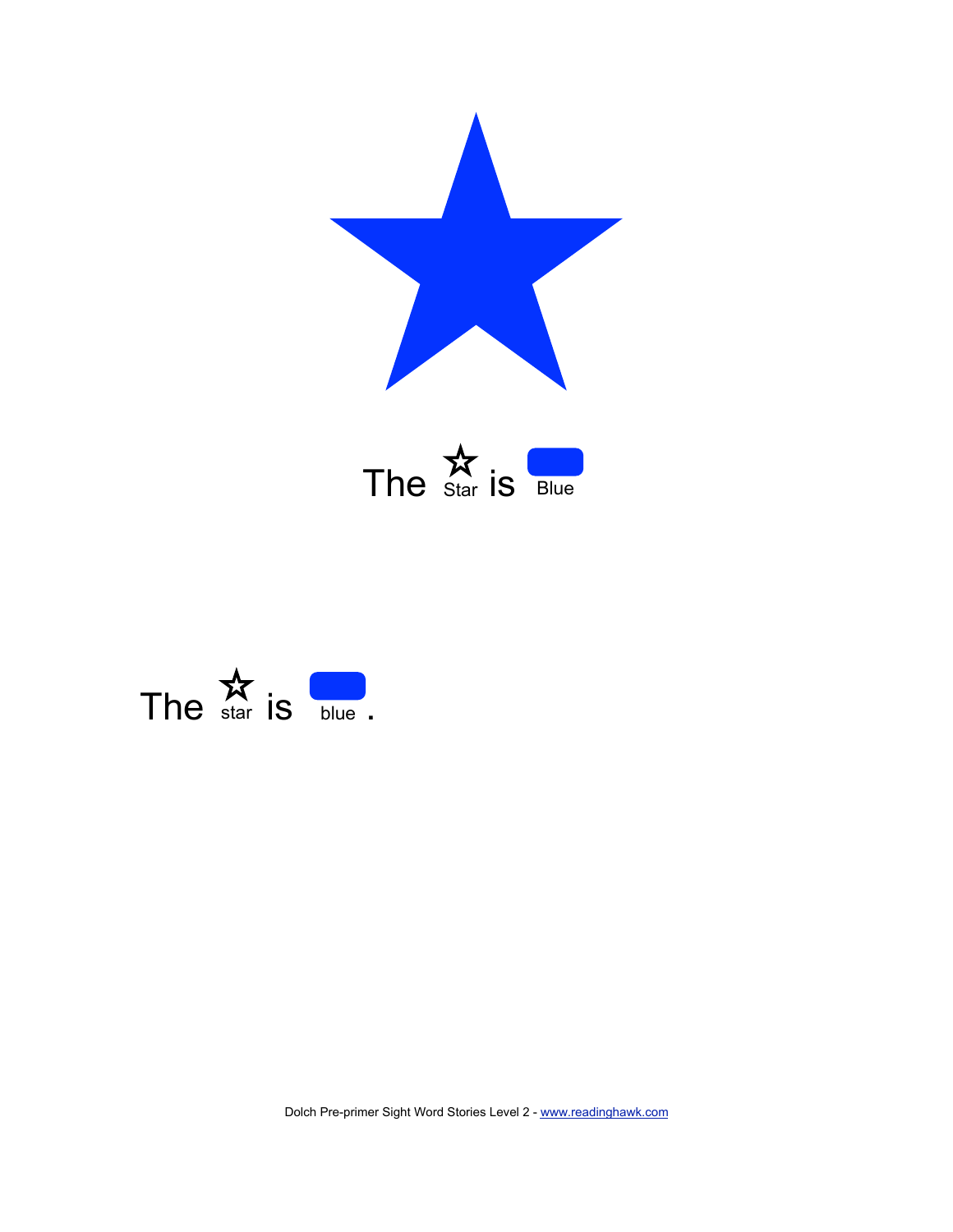The Star is Blue

The star is blue.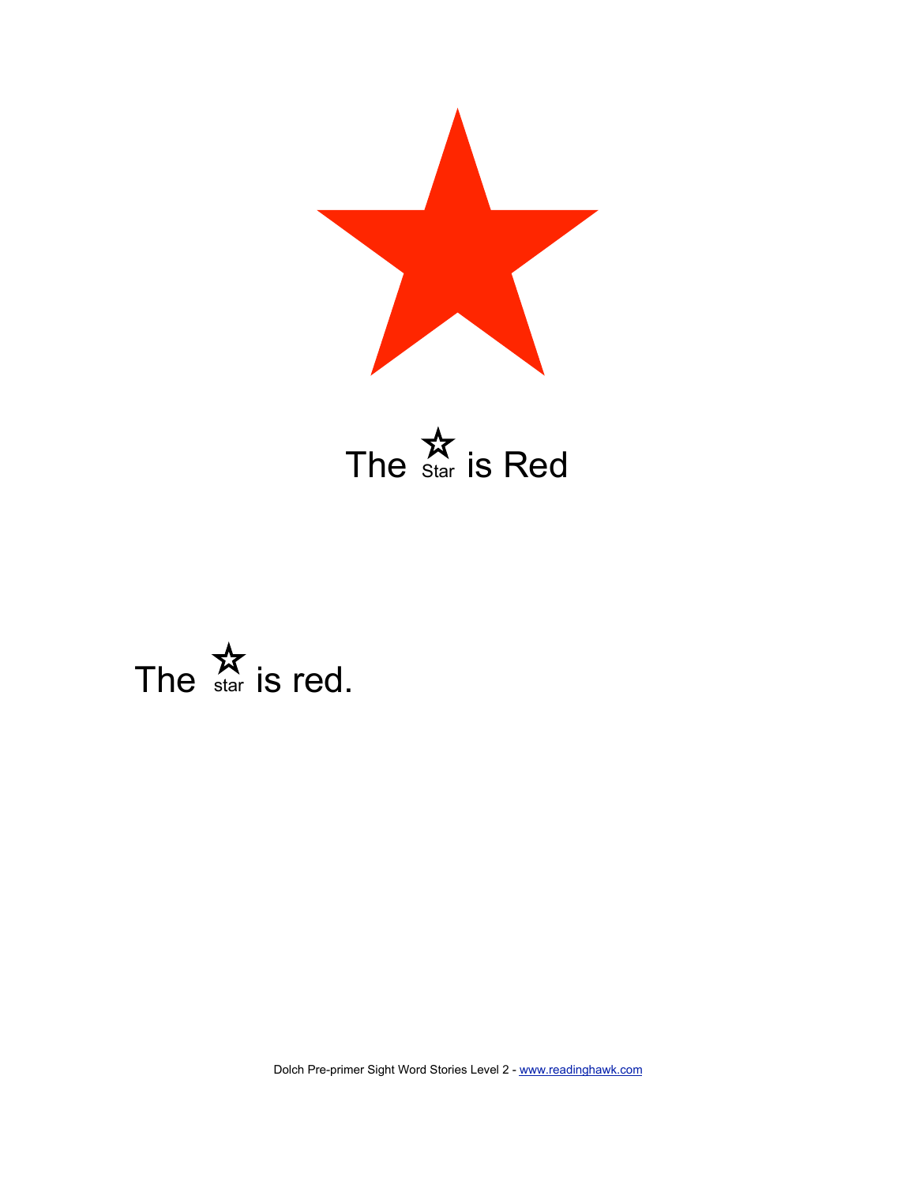The ☆ Star is Red

The ☆ star is red.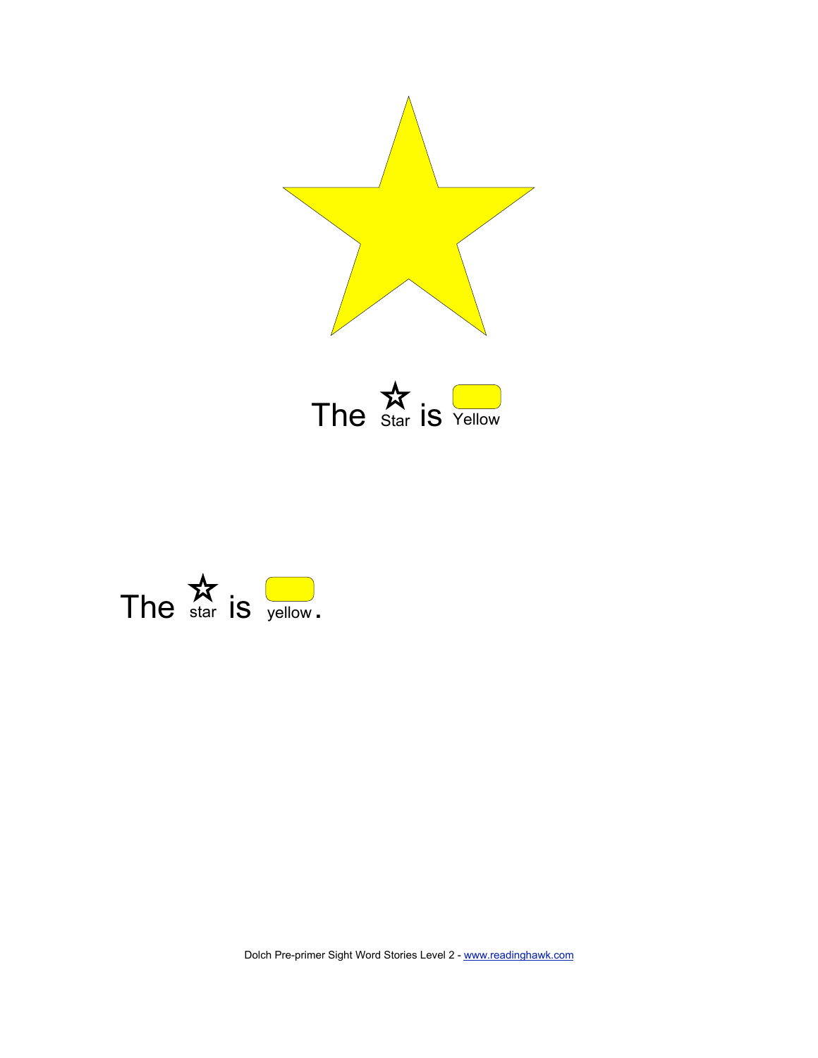The ☆ Star is Yellow

The ☆ star is yellow.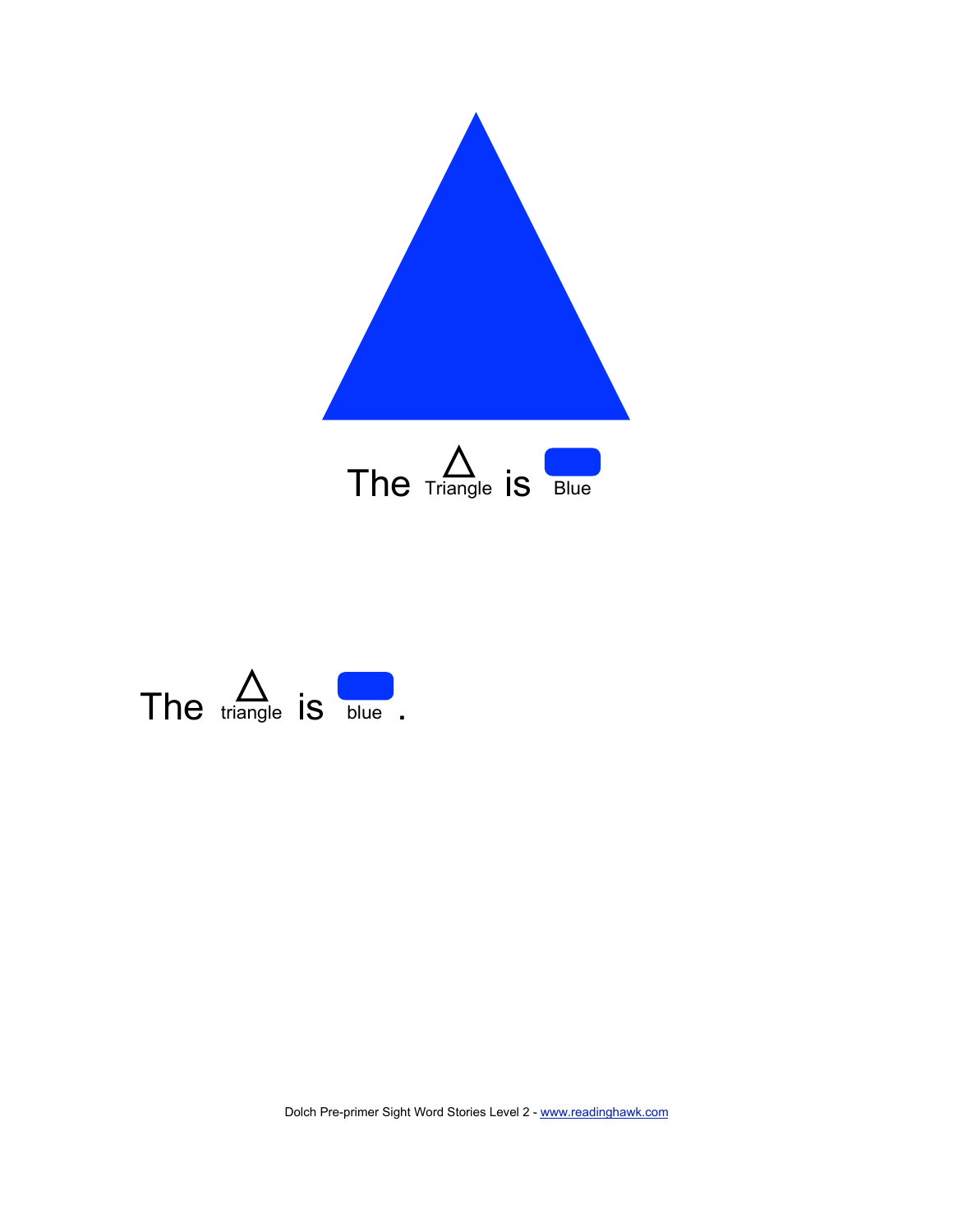The Triangle is Blue

The triangle is blue .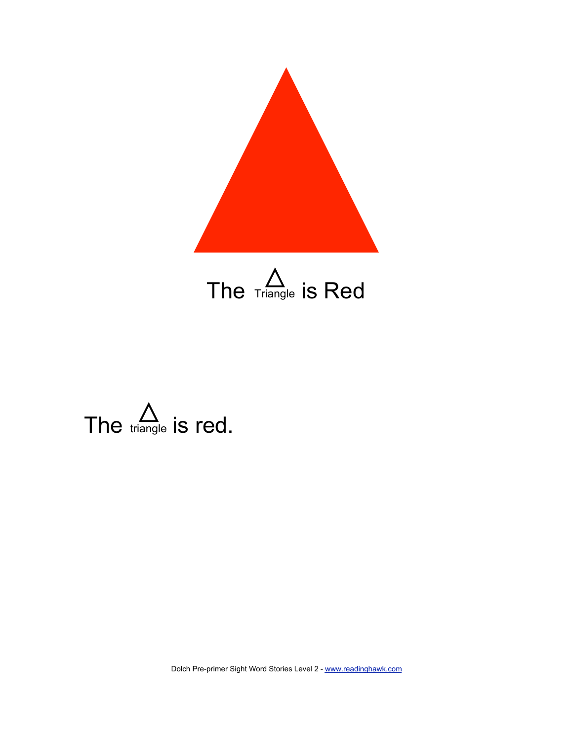The △ Triangle is Red

The △ triangle is red.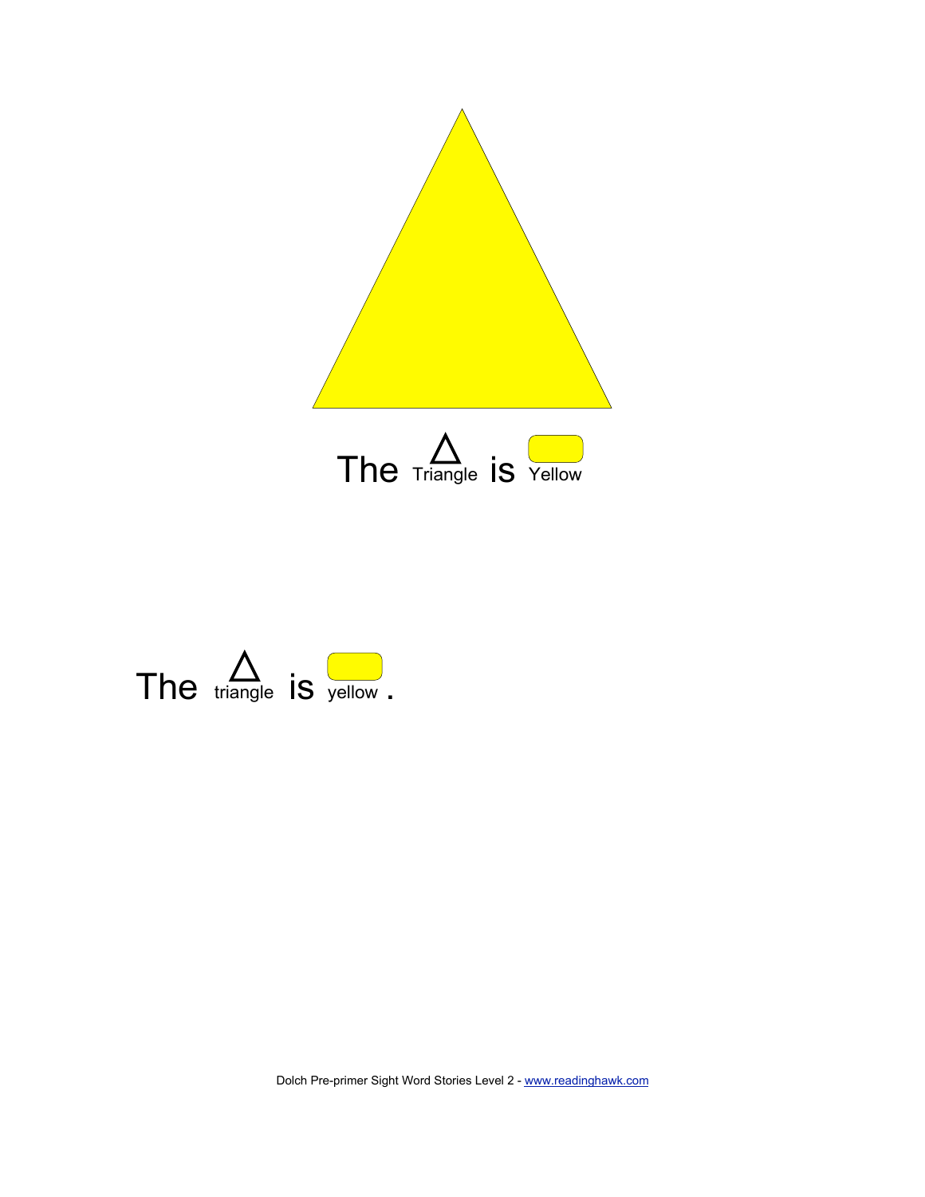The △ Triangle is Yellow

The △ triangle is yellow.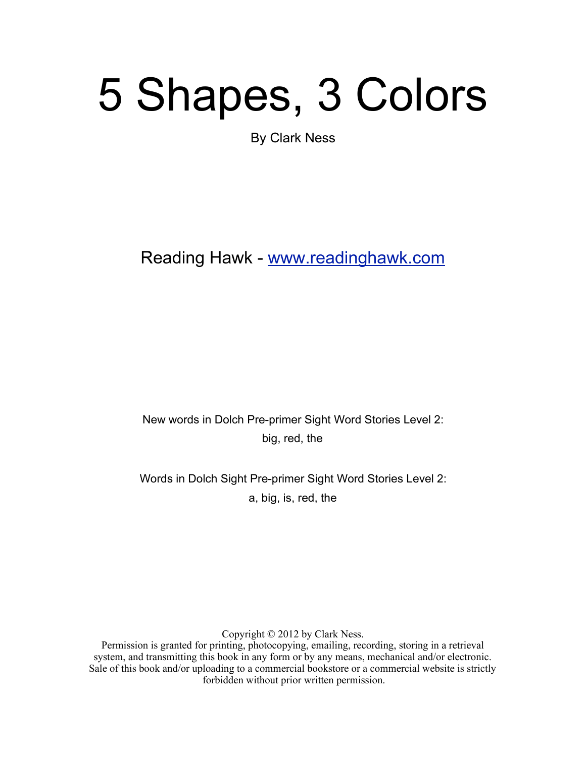# 5 Shapes, 3 Colors

By Clark Ness

Reading Hawk - [www.readinghawk.com](http://www.readinghawk.com)

New words in Dolch Pre-primer Sight Word Stories Level 2:
big, red, the

Words in Dolch Sight Pre-primer Sight Word Stories Level 2:
a, big, is, red, the

Copyright © 2012 by Clark Ness.
Permission is granted for printing, photocopying, emailing, recording, storing in a retrieval system, and transmitting this book in any form or by any means, mechanical and/or electronic. Sale of this book and/or uploading to a commercial bookstore or a commercial website is strictly forbidden without prior written permission.